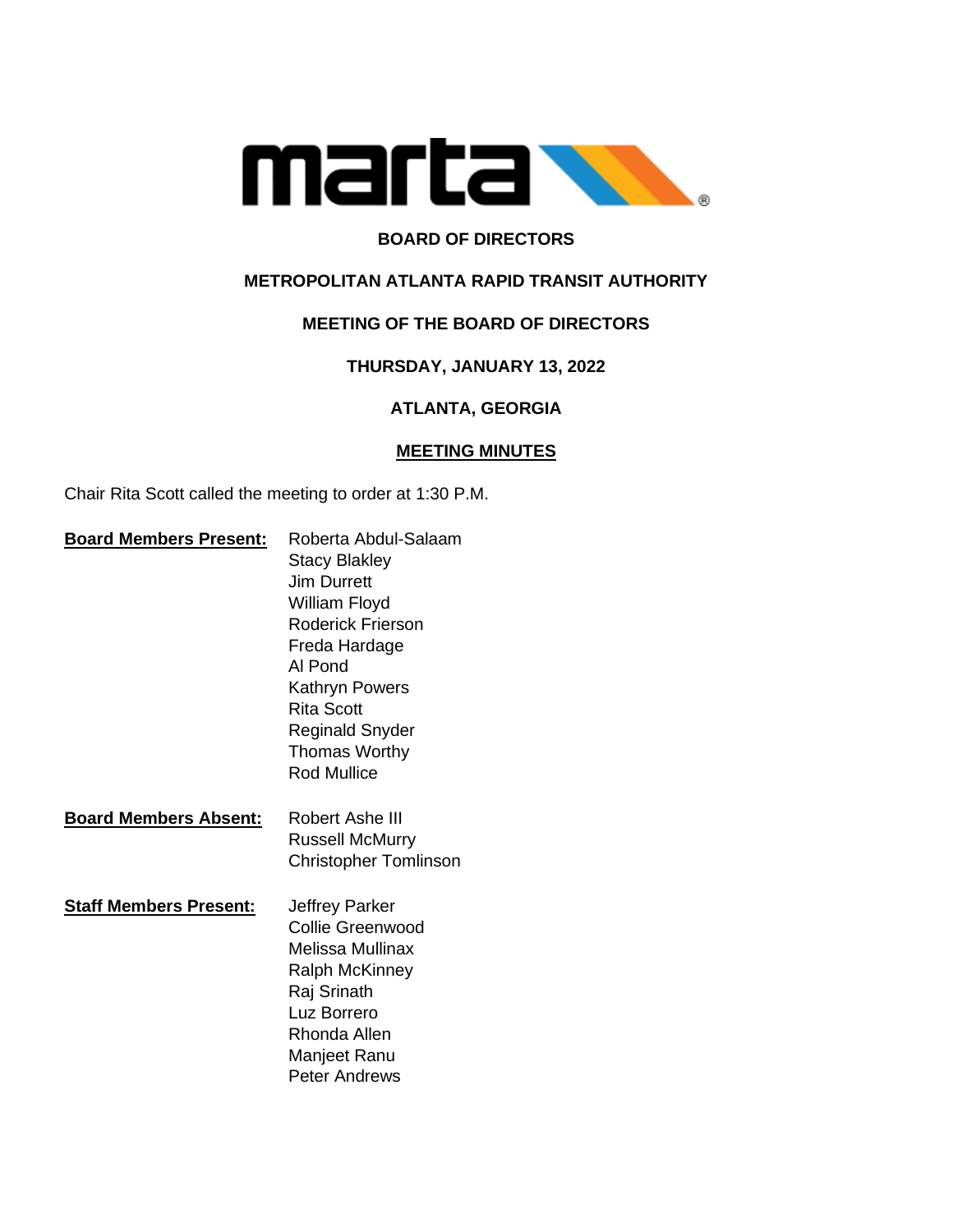**BOARD OF DIRECTORS**

**METROPOLITAN ATLANTA RAPID TRANSIT AUTHORITY**

**MEETING OF THE BOARD OF DIRECTORS**

**THURSDAY, JANUARY 13, 2022**

**ATLANTA, GEORGIA**

**MEETING MINUTES**

Chair Rita Scott called the meeting to order at 1:30 P.M.

**Board Members Present:**
Roberta Abdul-Salaam
Stacy Blakley
Jim Durrett
William Floyd
Roderick Frierson
Freda Hardage
Al Pond
Kathryn Powers
Rita Scott
Reginald Snyder
Thomas Worthy
Rod Mullice

**Board Members Absent:**
Robert Ashe III
Russell McMurry
Christopher Tomlinson

**Staff Members Present:**
Jeffrey Parker
Collie Greenwood
Melissa Mullinax
Ralph McKinney
Raj Srinath
Luz Borrero
Rhonda Allen
Manjeet Ranu
Peter Andrews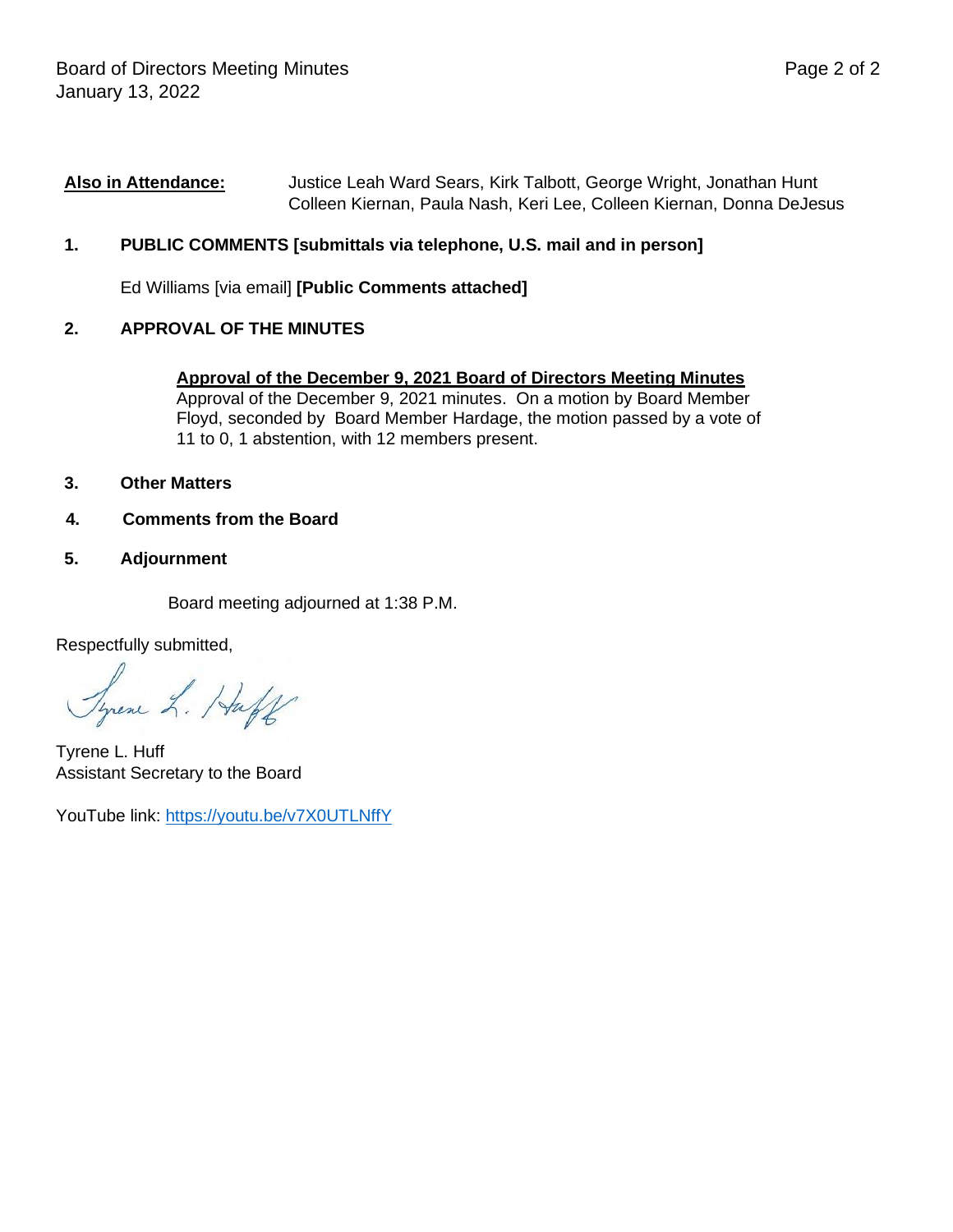**Also in Attendance:** Justice Leah Ward Sears, Kirk Talbott, George Wright, Jonathan Hunt Colleen Kiernan, Paula Nash, Keri Lee, Colleen Kiernan, Donna DeJesus

**1. PUBLIC COMMENTS [submittals via telephone, U.S. mail and in person]**

Ed Williams [via email] **[Public Comments attached]**

**2. APPROVAL OF THE MINUTES**

**Approval of the December 9, 2021 Board of Directors Meeting Minutes**
Approval of the December 9, 2021 minutes. On a motion by Board Member Floyd, seconded by Board Member Hardage, the motion passed by a vote of 11 to 0, 1 abstention, with 12 members present.

**3. Other Matters**

**4. Comments from the Board**

**5. Adjournment**

Board meeting adjourned at 1:38 P.M.

Respectfully submitted,

Tyrene L. Huff
Assistant Secretary to the Board

YouTube link: https://youtu.be/v7X0UTLNffY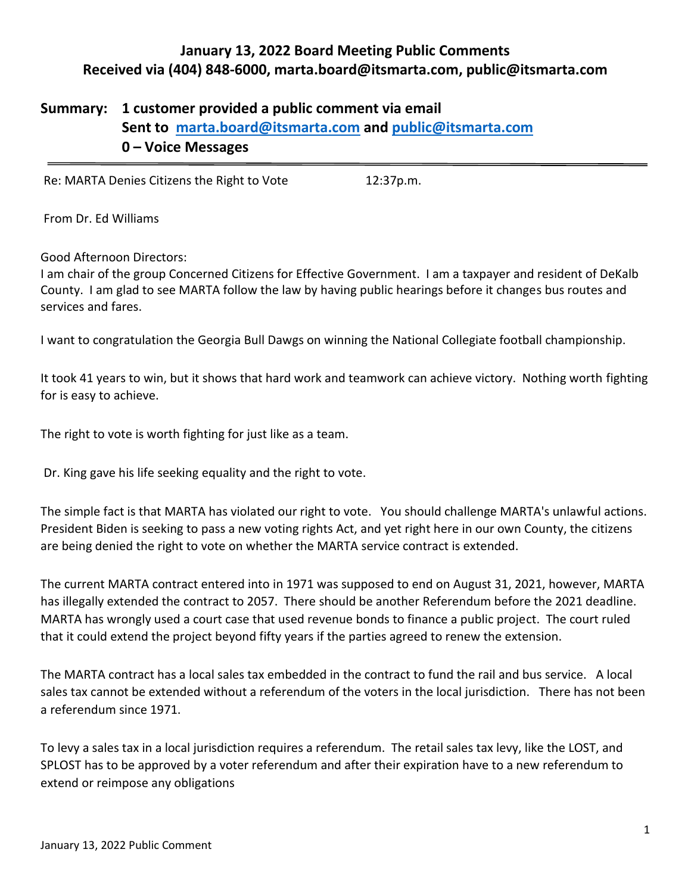## January 13, 2022 Board Meeting Public Comments
## Received via (404) 848-6000, marta.board@itsmarta.com, public@itsmarta.com

**Summary: 1 customer provided a public comment via email**
**Sent to [marta.board@itsmarta.com](mailto:marta.board@itsmarta.com) and [public@itsmarta.com](mailto:public@itsmarta.com)**
**0 – Voice Messages**

---

Re: MARTA Denies Citizens the Right to Vote 12:37p.m.

From Dr. Ed Williams

Good Afternoon Directors:
I am chair of the group Concerned Citizens for Effective Government. I am a taxpayer and resident of DeKalb County. I am glad to see MARTA follow the law by having public hearings before it changes bus routes and services and fares.

I want to congratulation the Georgia Bull Dawgs on winning the National Collegiate football championship.

It took 41 years to win, but it shows that hard work and teamwork can achieve victory. Nothing worth fighting for is easy to achieve.

The right to vote is worth fighting for just like as a team.

Dr. King gave his life seeking equality and the right to vote.

The simple fact is that MARTA has violated our right to vote. You should challenge MARTA's unlawful actions. President Biden is seeking to pass a new voting rights Act, and yet right here in our own County, the citizens are being denied the right to vote on whether the MARTA service contract is extended.

The current MARTA contract entered into in 1971 was supposed to end on August 31, 2021, however, MARTA has illegally extended the contract to 2057. There should be another Referendum before the 2021 deadline. MARTA has wrongly used a court case that used revenue bonds to finance a public project. The court ruled that it could extend the project beyond fifty years if the parties agreed to renew the extension.

The MARTA contract has a local sales tax embedded in the contract to fund the rail and bus service. A local sales tax cannot be extended without a referendum of the voters in the local jurisdiction. There has not been a referendum since 1971.

To levy a sales tax in a local jurisdiction requires a referendum. The retail sales tax levy, like the LOST, and SPLOST has to be approved by a voter referendum and after their expiration have to a new referendum to extend or reimpose any obligations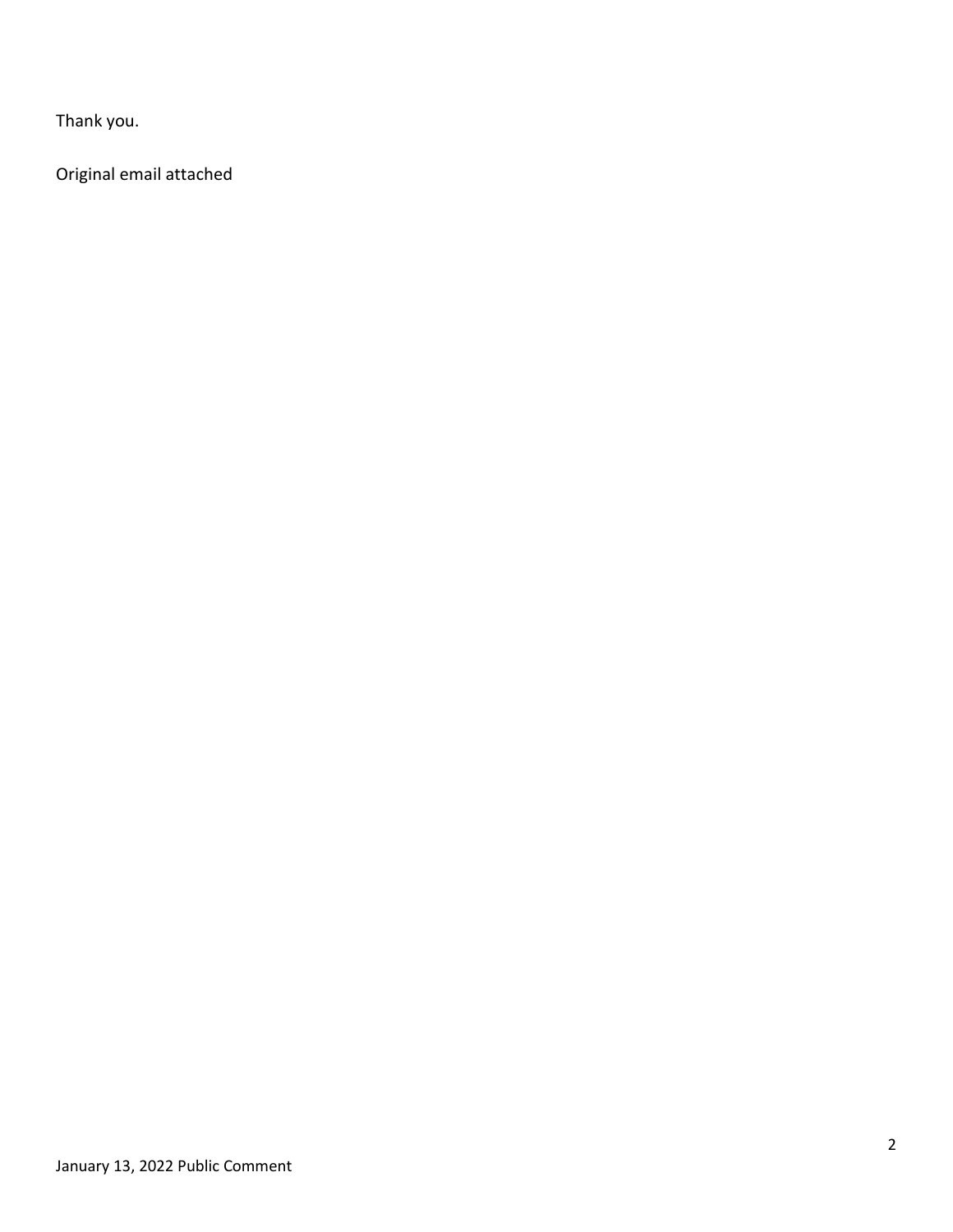Thank you.

Original email attached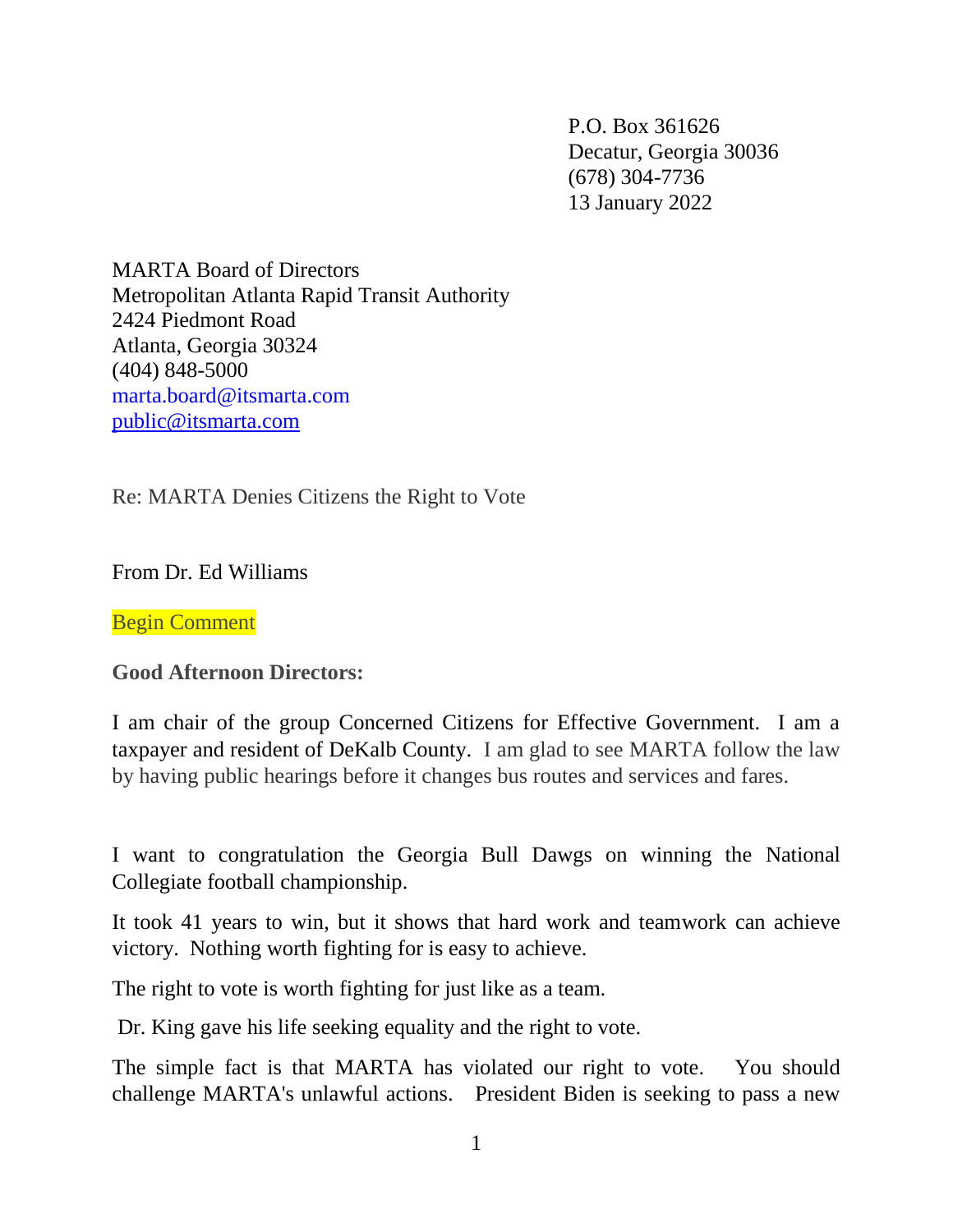P.O. Box 361626
Decatur, Georgia 30036
(678) 304-7736
13 January 2022

MARTA Board of Directors
Metropolitan Atlanta Rapid Transit Authority
2424 Piedmont Road
Atlanta, Georgia 30324
(404) 848-5000
marta.board@itsmarta.com
public@itsmarta.com

Re: MARTA Denies Citizens the Right to Vote

From Dr. Ed Williams

Begin Comment

**Good Afternoon Directors:**

I am chair of the group Concerned Citizens for Effective Government. I am a taxpayer and resident of DeKalb County. I am glad to see MARTA follow the law by having public hearings before it changes bus routes and services and fares.

I want to congratulation the Georgia Bull Dawgs on winning the National Collegiate football championship.

It took 41 years to win, but it shows that hard work and teamwork can achieve victory. Nothing worth fighting for is easy to achieve.

The right to vote is worth fighting for just like as a team.

Dr. King gave his life seeking equality and the right to vote.

The simple fact is that MARTA has violated our right to vote. You should challenge MARTA's unlawful actions. President Biden is seeking to pass a new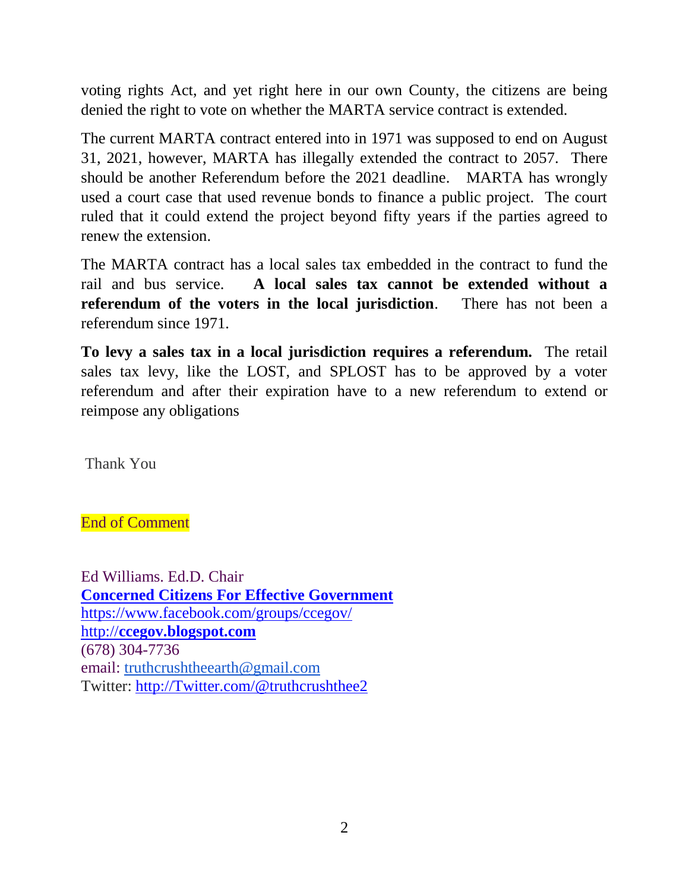voting rights Act, and yet right here in our own County, the citizens are being denied the right to vote on whether the MARTA service contract is extended.

The current MARTA contract entered into in 1971 was supposed to end on August 31, 2021, however, MARTA has illegally extended the contract to 2057. There should be another Referendum before the 2021 deadline. MARTA has wrongly used a court case that used revenue bonds to finance a public project. The court ruled that it could extend the project beyond fifty years if the parties agreed to renew the extension.

The MARTA contract has a local sales tax embedded in the contract to fund the rail and bus service. **A local sales tax cannot be extended without a referendum of the voters in the local jurisdiction**. There has not been a referendum since 1971.

**To levy a sales tax in a local jurisdiction requires a referendum.** The retail sales tax levy, like the LOST, and SPLOST has to be approved by a voter referendum and after their expiration have to a new referendum to extend or reimpose any obligations

Thank You

End of Comment

Ed Williams. Ed.D. Chair
**Concerned Citizens For Effective Government**
https://www.facebook.com/groups/ccegov/
http://**ccegov.blogspot.com**
(678) 304-7736
email: truthcrushtheearth@gmail.com
Twitter: http://Twitter.com/@truthcrushthee2